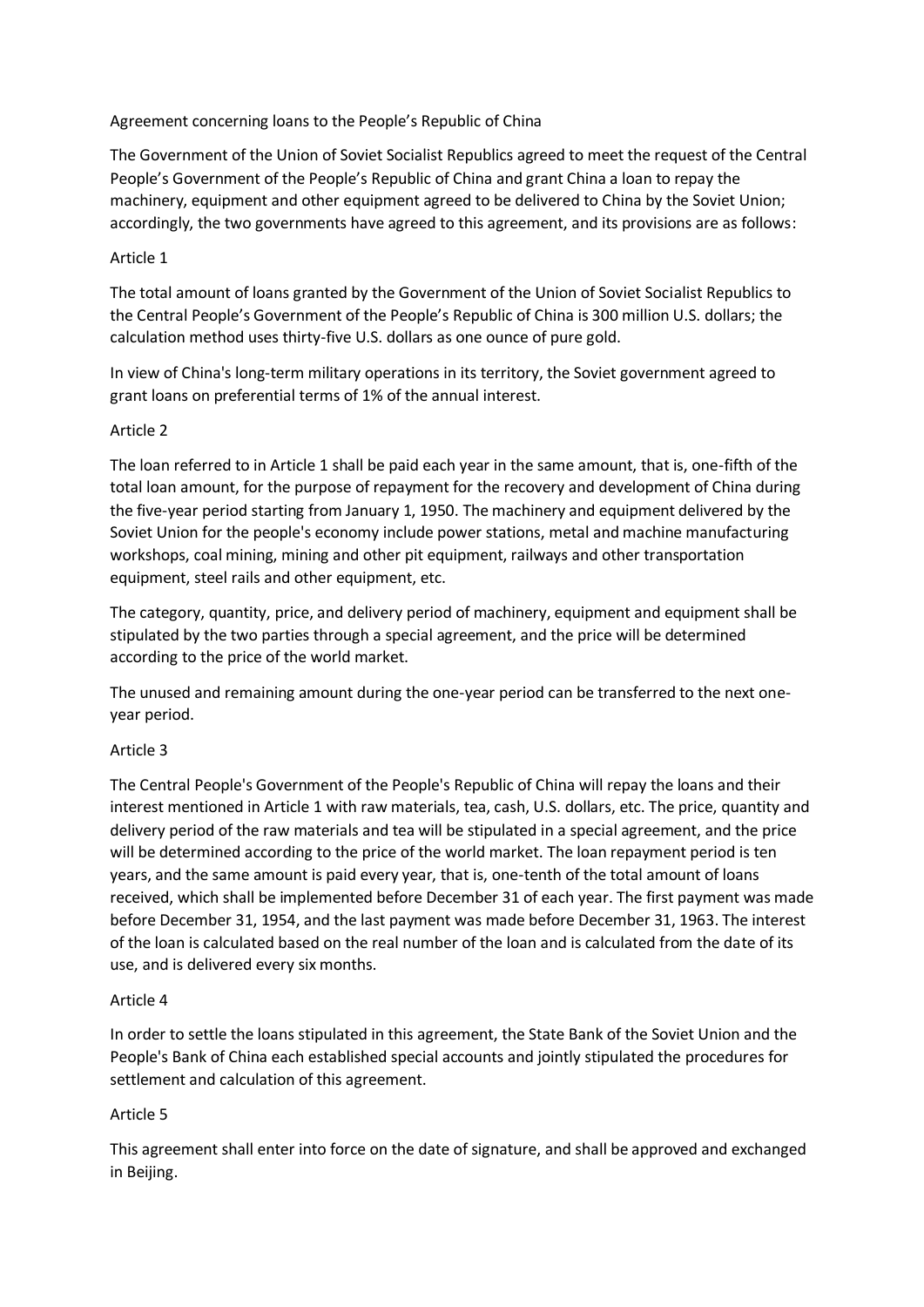# Agreement concerning loans to the People's Republic of China

The Government of the Union of Soviet Socialist Republics agreed to meet the request of the Central People's Government of the People's Republic of China and grant China a loan to repay the machinery, equipment and other equipment agreed to be delivered to China by the Soviet Union; accordingly, the two governments have agreed to this agreement, and its provisions are as follows:

## Article 1

The total amount of loans granted by the Government of the Union of Soviet Socialist Republics to the Central People's Government of the People's Republic of China is 300 million U.S. dollars; the calculation method uses thirty-five U.S. dollars as one ounce of pure gold.

In view of China's long-term military operations in its territory, the Soviet government agreed to grant loans on preferential terms of 1% of the annual interest.

## Article 2

The loan referred to in Article 1 shall be paid each year in the same amount, that is, one-fifth of the total loan amount, for the purpose of repayment for the recovery and development of China during the five-year period starting from January 1, 1950. The machinery and equipment delivered by the Soviet Union for the people's economy include power stations, metal and machine manufacturing workshops, coal mining, mining and other pit equipment, railways and other transportation equipment, steel rails and other equipment, etc.

The category, quantity, price, and delivery period of machinery, equipment and equipment shall be stipulated by the two parties through a special agreement, and the price will be determined according to the price of the world market.

The unused and remaining amount during the one-year period can be transferred to the next one-year period.

## Article 3

The Central People's Government of the People's Republic of China will repay the loans and their interest mentioned in Article 1 with raw materials, tea, cash, U.S. dollars, etc. The price, quantity and delivery period of the raw materials and tea will be stipulated in a special agreement, and the price will be determined according to the price of the world market. The loan repayment period is ten years, and the same amount is paid every year, that is, one-tenth of the total amount of loans received, which shall be implemented before December 31 of each year. The first payment was made before December 31, 1954, and the last payment was made before December 31, 1963. The interest of the loan is calculated based on the real number of the loan and is calculated from the date of its use, and is delivered every six months.

## Article 4

In order to settle the loans stipulated in this agreement, the State Bank of the Soviet Union and the People's Bank of China each established special accounts and jointly stipulated the procedures for settlement and calculation of this agreement.

## Article 5

This agreement shall enter into force on the date of signature, and shall be approved and exchanged in Beijing.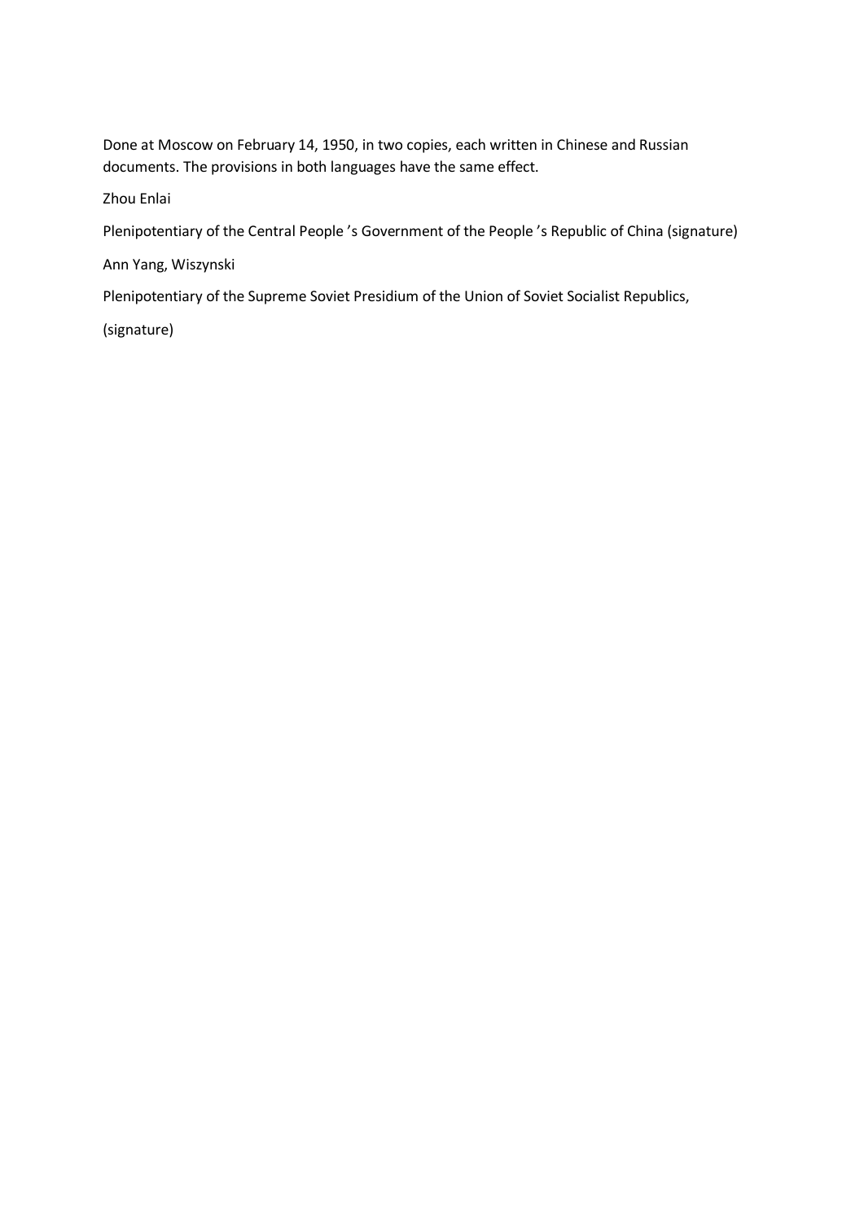Done at Moscow on February 14, 1950, in two copies, each written in Chinese and Russian documents. The provisions in both languages have the same effect.

Zhou Enlai

Plenipotentiary of the Central People 's Government of the People 's Republic of China (signature)

Ann Yang, Wiszynski

Plenipotentiary of the Supreme Soviet Presidium of the Union of Soviet Socialist Republics,

(signature)